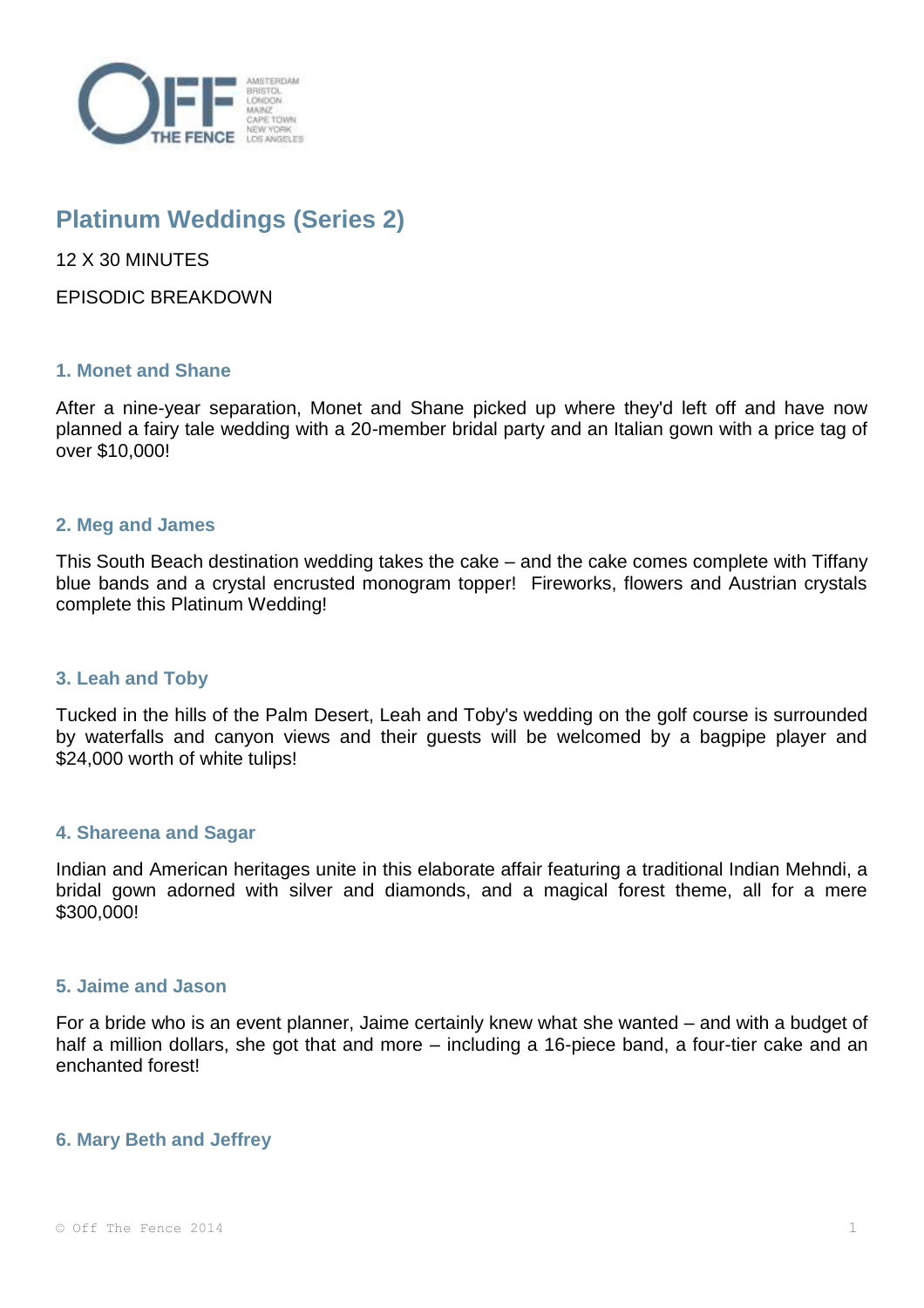# Platinum Weddings (Series 2)

12 X 30 MINUTES

EPISODIC BREAKDOWN

### 1. Monet and Shane

After a nine-year separation, Monet and Shane picked up where they'd left off and have now planned a fairy tale wedding with a 20-member bridal party and an Italian gown with a price tag of over $10,000!

### 2. Meg and James

This South Beach destination wedding takes the cake – and the cake comes complete with Tiffany blue bands and a crystal encrusted monogram topper! Fireworks, flowers and Austrian crystals complete this Platinum Wedding!

### 3. Leah and Toby

Tucked in the hills of the Palm Desert, Leah and Toby's wedding on the golf course is surrounded by waterfalls and canyon views and their guests will be welcomed by a bagpipe player and $24,000 worth of white tulips!

### 4. Shareena and Sagar

Indian and American heritages unite in this elaborate affair featuring a traditional Indian Mehndi, a bridal gown adorned with silver and diamonds, and a magical forest theme, all for a mere $300,000!

### 5. Jaime and Jason

For a bride who is an event planner, Jaime certainly knew what she wanted – and with a budget of half a million dollars, she got that and more – including a 16-piece band, a four-tier cake and an enchanted forest!

### 6. Mary Beth and Jeffrey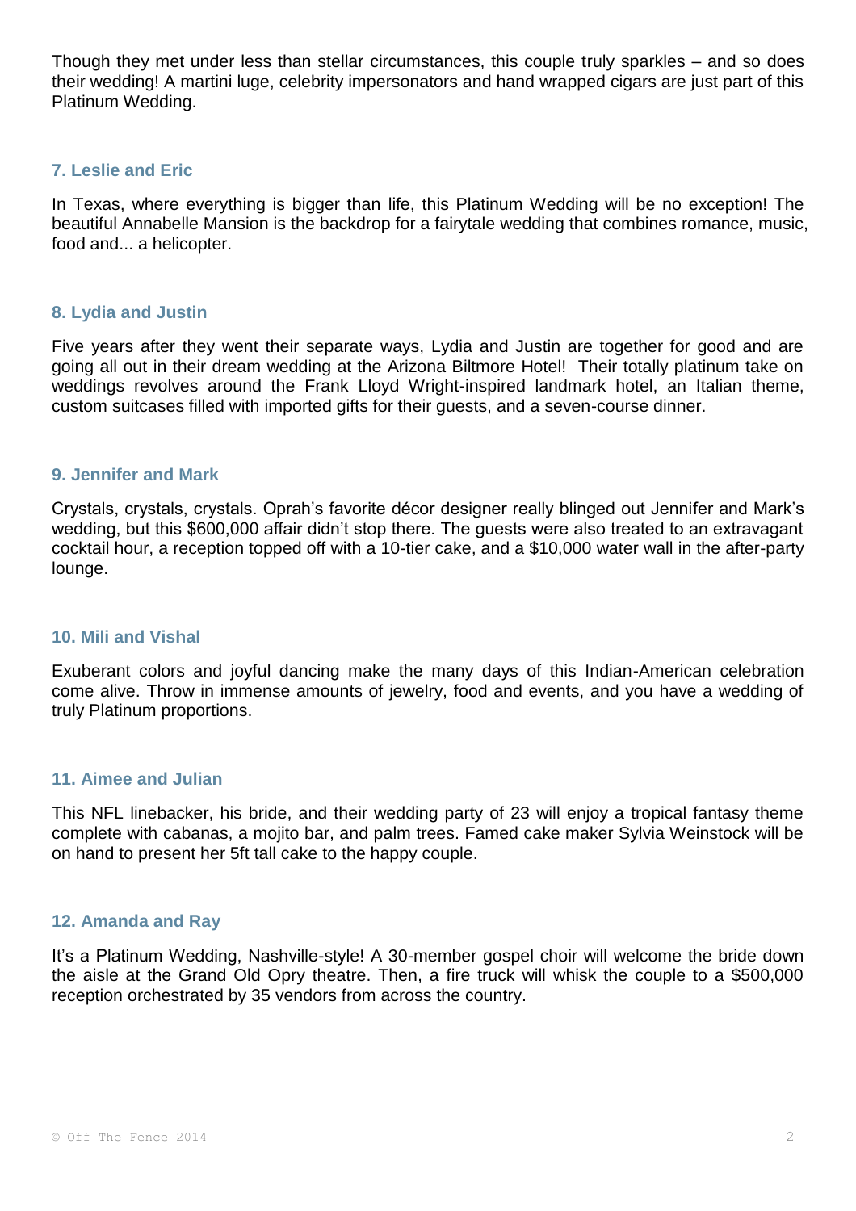Though they met under less than stellar circumstances, this couple truly sparkles – and so does their wedding! A martini luge, celebrity impersonators and hand wrapped cigars are just part of this Platinum Wedding.

### 7. Leslie and Eric

In Texas, where everything is bigger than life, this Platinum Wedding will be no exception! The beautiful Annabelle Mansion is the backdrop for a fairytale wedding that combines romance, music, food and... a helicopter.

### 8. Lydia and Justin

Five years after they went their separate ways, Lydia and Justin are together for good and are going all out in their dream wedding at the Arizona Biltmore Hotel! Their totally platinum take on weddings revolves around the Frank Lloyd Wright-inspired landmark hotel, an Italian theme, custom suitcases filled with imported gifts for their guests, and a seven-course dinner.

### 9. Jennifer and Mark

Crystals, crystals, crystals. Oprah's favorite décor designer really blinged out Jennifer and Mark's wedding, but this $600,000 affair didn't stop there. The guests were also treated to an extravagant cocktail hour, a reception topped off with a 10-tier cake, and a $10,000 water wall in the after-party lounge.

### 10. Mili and Vishal

Exuberant colors and joyful dancing make the many days of this Indian-American celebration come alive. Throw in immense amounts of jewelry, food and events, and you have a wedding of truly Platinum proportions.

### 11. Aimee and Julian

This NFL linebacker, his bride, and their wedding party of 23 will enjoy a tropical fantasy theme complete with cabanas, a mojito bar, and palm trees. Famed cake maker Sylvia Weinstock will be on hand to present her 5ft tall cake to the happy couple.

### 12. Amanda and Ray

It's a Platinum Wedding, Nashville-style! A 30-member gospel choir will welcome the bride down the aisle at the Grand Old Opry theatre. Then, a fire truck will whisk the couple to a $500,000 reception orchestrated by 35 vendors from across the country.

© Off The Fence 2014